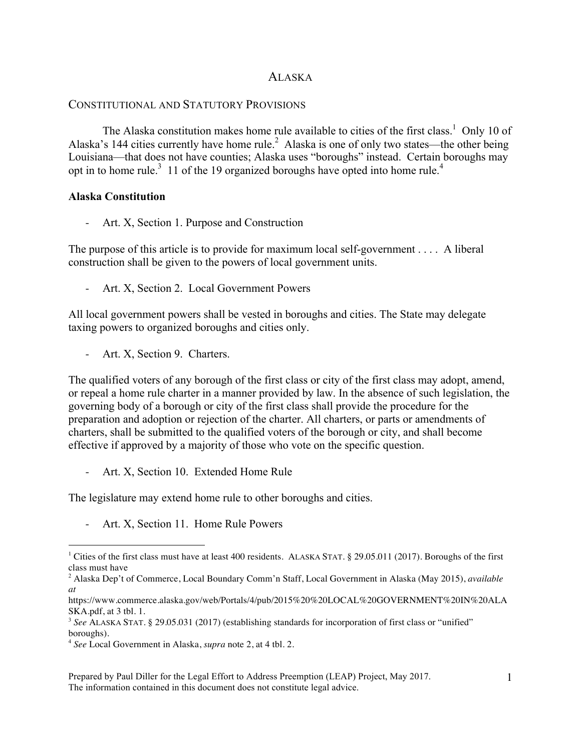# ALASKA

## CONSTITUTIONAL AND STATUTORY PROVISIONS

The Alaska constitution makes home rule available to cities of the first class.[1] Only 10 of Alaska's 144 cities currently have home rule.[2] Alaska is one of only two states—the other being Louisiana—that does not have counties; Alaska uses "boroughs" instead. Certain boroughs may opt in to home rule.[3] 11 of the 19 organized boroughs have opted into home rule.[4]

**Alaska Constitution**

- Art. X, Section 1. Purpose and Construction

The purpose of this article is to provide for maximum local self-government . . . . A liberal construction shall be given to the powers of local government units.

- Art. X, Section 2. Local Government Powers

All local government powers shall be vested in boroughs and cities. The State may delegate taxing powers to organized boroughs and cities only.

- Art. X, Section 9. Charters.

The qualified voters of any borough of the first class or city of the first class may adopt, amend, or repeal a home rule charter in a manner provided by law. In the absence of such legislation, the governing body of a borough or city of the first class shall provide the procedure for the preparation and adoption or rejection of the charter. All charters, or parts or amendments of charters, shall be submitted to the qualified voters of the borough or city, and shall become effective if approved by a majority of those who vote on the specific question.

- Art. X, Section 10. Extended Home Rule

The legislature may extend home rule to other boroughs and cities.

- Art. X, Section 11. Home Rule Powers

---

[1] Cities of the first class must have at least 400 residents. ALASKA STAT. § 29.05.011 (2017). Boroughs of the first class must have

[2] Alaska Dep't of Commerce, Local Boundary Comm'n Staff, Local Government in Alaska (May 2015), *available at* https://www.commerce.alaska.gov/web/Portals/4/pub/2015%20%20LOCAL%20GOVERNMENT%20IN%20ALASKA.pdf, at 3 tbl. 1.

[3] *See* ALASKA STAT. § 29.05.031 (2017) (establishing standards for incorporation of first class or "unified" boroughs).

[4] *See* Local Government in Alaska, *supra* note 2, at 4 tbl. 2.

Prepared by Paul Diller for the Legal Effort to Address Preemption (LEAP) Project, May 2017. The information contained in this document does not constitute legal advice.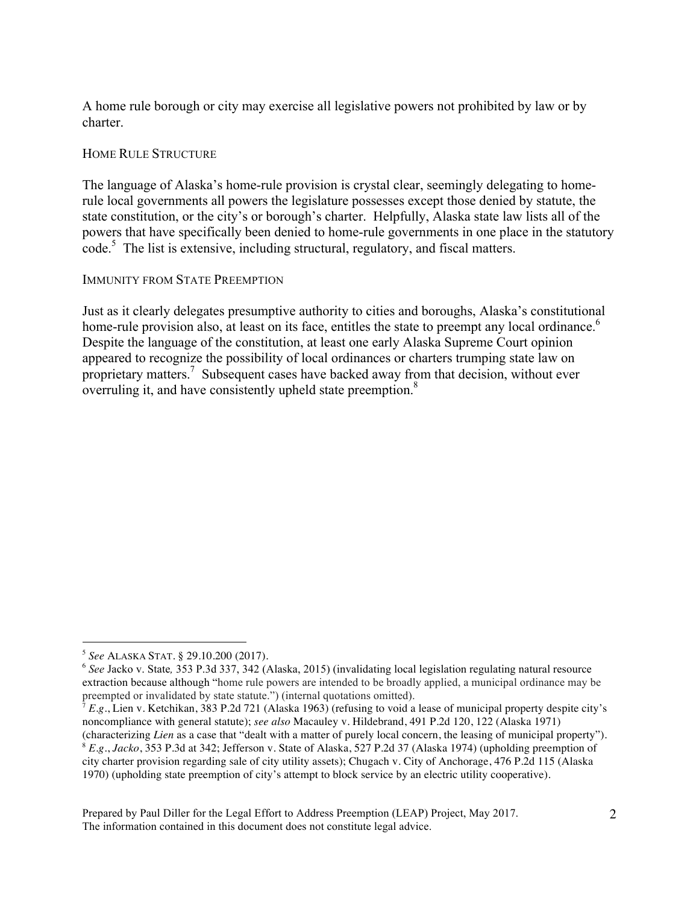A home rule borough or city may exercise all legislative powers not prohibited by law or by charter.

### HOME RULE STRUCTURE

The language of Alaska's home-rule provision is crystal clear, seemingly delegating to home-rule local governments all powers the legislature possesses except those denied by statute, the state constitution, or the city's or borough's charter. Helpfully, Alaska state law lists all of the powers that have specifically been denied to home-rule governments in one place in the statutory code.[5] The list is extensive, including structural, regulatory, and fiscal matters.

### IMMUNITY FROM STATE PREEMPTION

Just as it clearly delegates presumptive authority to cities and boroughs, Alaska's constitutional home-rule provision also, at least on its face, entitles the state to preempt any local ordinance.[6] Despite the language of the constitution, at least one early Alaska Supreme Court opinion appeared to recognize the possibility of local ordinances or charters trumping state law on proprietary matters.[7] Subsequent cases have backed away from that decision, without ever overruling it, and have consistently upheld state preemption.[8]

---

[5] *See* ALASKA STAT. § 29.10.200 (2017).

[6] *See* Jacko v. State*,* 353 P.3d 337, 342 (Alaska, 2015) (invalidating local legislation regulating natural resource extraction because although "home rule powers are intended to be broadly applied, a municipal ordinance may be preempted or invalidated by state statute.") (internal quotations omitted).

[7] *E.g*., Lien v. Ketchikan, 383 P.2d 721 (Alaska 1963) (refusing to void a lease of municipal property despite city's noncompliance with general statute); *see also* Macauley v. Hildebrand, 491 P.2d 120, 122 (Alaska 1971) (characterizing *Lien* as a case that "dealt with a matter of purely local concern, the leasing of municipal property").

[8] *E.g*., *Jacko*, 353 P.3d at 342; Jefferson v. State of Alaska, 527 P.2d 37 (Alaska 1974) (upholding preemption of city charter provision regarding sale of city utility assets); Chugach v. City of Anchorage, 476 P.2d 115 (Alaska 1970) (upholding state preemption of city's attempt to block service by an electric utility cooperative).

Prepared by Paul Diller for the Legal Effort to Address Preemption (LEAP) Project, May 2017.
The information contained in this document does not constitute legal advice.